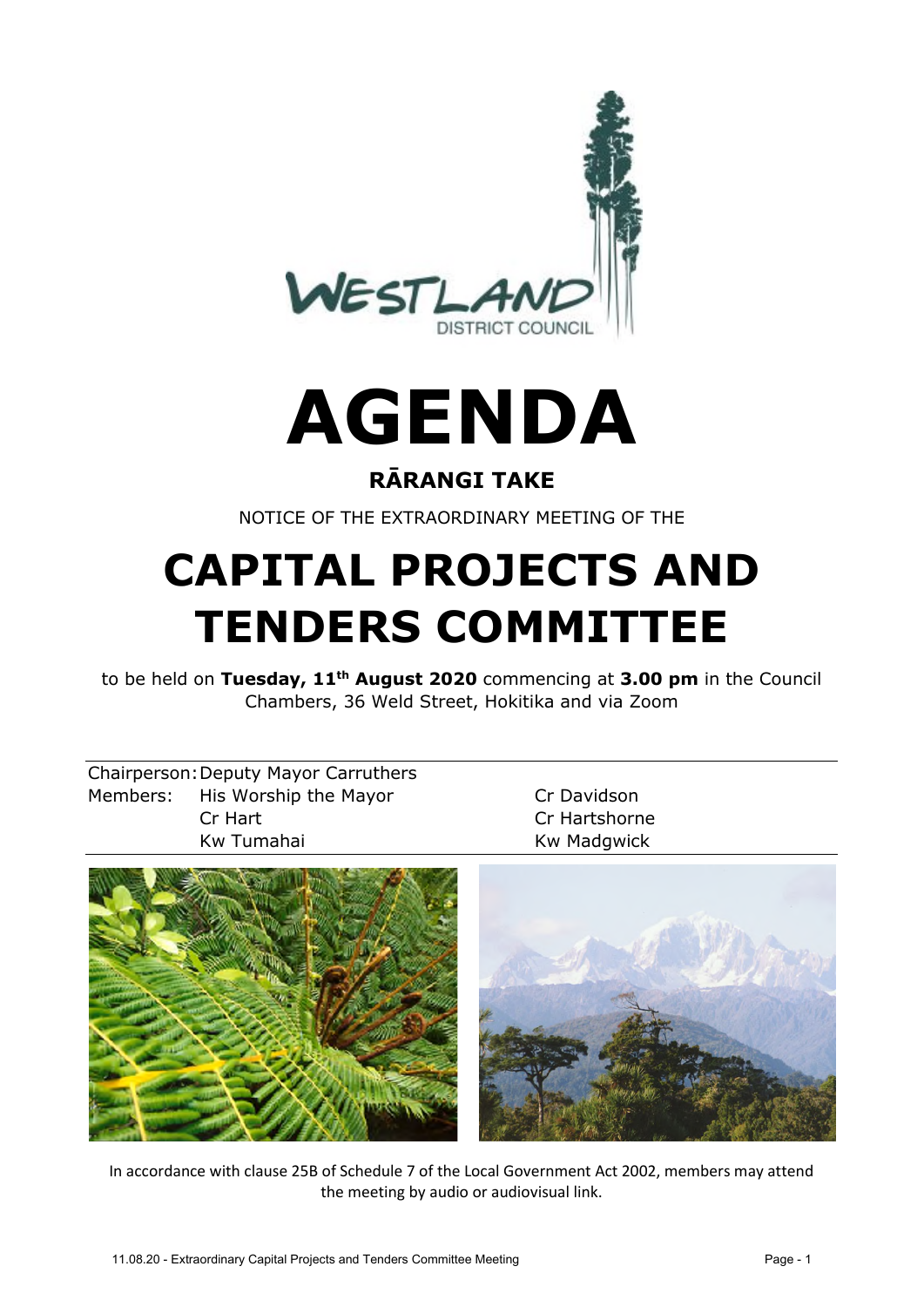# AGENDA

## RĀRANGI TAKE

NOTICE OF THE EXTRAORDINARY MEETING OF THE

# CAPITAL PROJECTS AND TENDERS COMMITTEE

to be held on **Tuesday, 11th August 2020** commencing at **3.00 pm** in the Council Chambers, 36 Weld Street, Hokitika and via Zoom

| | | |
|---|---|---|
| Chairperson: | Deputy Mayor Carruthers | |
| Members: | His Worship the Mayor | Cr Davidson |
| | Cr Hart | Cr Hartshorne |
| | Kw Tumahai | Kw Madgwick |

In accordance with clause 25B of Schedule 7 of the Local Government Act 2002, members may attend the meeting by audio or audiovisual link.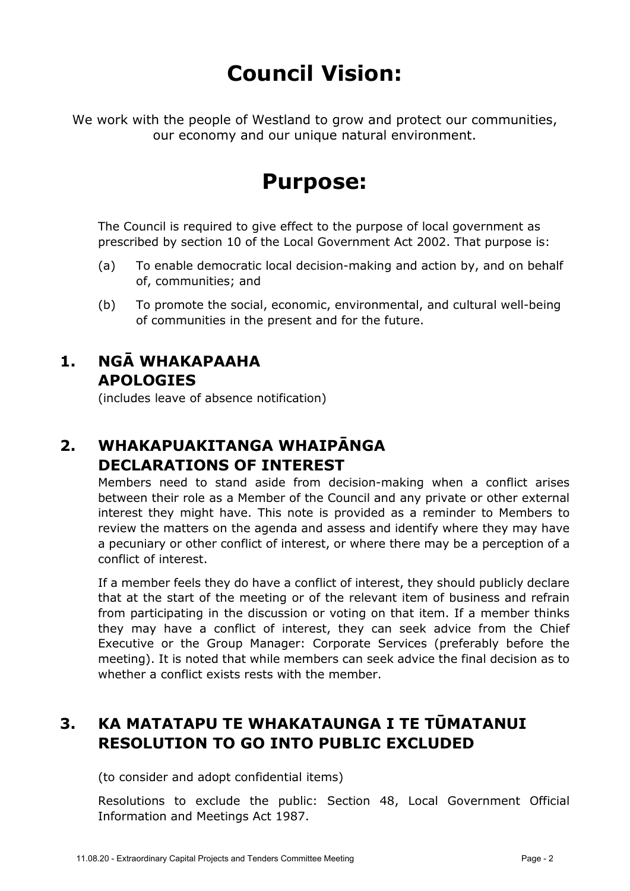# Council Vision:

We work with the people of Westland to grow and protect our communities, our economy and our unique natural environment.

# Purpose:

The Council is required to give effect to the purpose of local government as prescribed by section 10 of the Local Government Act 2002. That purpose is:

(a) To enable democratic local decision-making and action by, and on behalf of, communities; and

(b) To promote the social, economic, environmental, and cultural well-being of communities in the present and for the future.

## 1. NGĀ WHAKAPAAHA APOLOGIES

(includes leave of absence notification)

## 2. WHAKAPUAKITANGA WHAIPĀNGA DECLARATIONS OF INTEREST

Members need to stand aside from decision-making when a conflict arises between their role as a Member of the Council and any private or other external interest they might have. This note is provided as a reminder to Members to review the matters on the agenda and assess and identify where they may have a pecuniary or other conflict of interest, or where there may be a perception of a conflict of interest.

If a member feels they do have a conflict of interest, they should publicly declare that at the start of the meeting or of the relevant item of business and refrain from participating in the discussion or voting on that item. If a member thinks they may have a conflict of interest, they can seek advice from the Chief Executive or the Group Manager: Corporate Services (preferably before the meeting). It is noted that while members can seek advice the final decision as to whether a conflict exists rests with the member.

## 3. KA MATATAPU TE WHAKATAUNGA I TE TŪMATANUI RESOLUTION TO GO INTO PUBLIC EXCLUDED

(to consider and adopt confidential items)

Resolutions to exclude the public: Section 48, Local Government Official Information and Meetings Act 1987.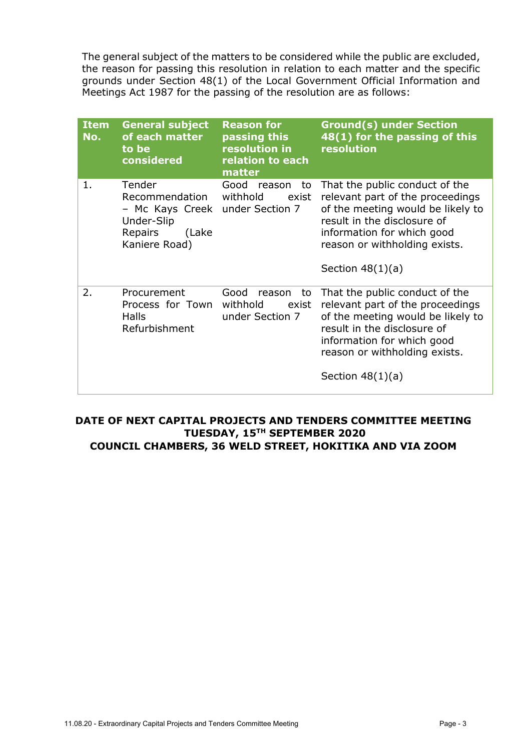The general subject of the matters to be considered while the public are excluded, the reason for passing this resolution in relation to each matter and the specific grounds under Section 48(1) of the Local Government Official Information and Meetings Act 1987 for the passing of the resolution are as follows:

| Item No. | General subject of each matter to be considered | Reason for passing this resolution in relation to each matter | Ground(s) under Section 48(1) for the passing of this resolution |
|---|---|---|---|
| 1. | Tender Recommendation – Mc Kays Creek Under-Slip Repairs (Lake Kaniere Road) | Good reason to withhold exist under Section 7 | That the public conduct of the relevant part of the proceedings of the meeting would be likely to result in the disclosure of information for which good reason or withholding exists.<br><br>Section 48(1)(a) |
| 2. | Procurement Process for Town Halls Refurbishment | Good reason to withhold exist under Section 7 | That the public conduct of the relevant part of the proceedings of the meeting would be likely to result in the disclosure of information for which good reason or withholding exists.<br><br>Section 48(1)(a) |

**DATE OF NEXT CAPITAL PROJECTS AND TENDERS COMMITTEE MEETING**
**TUESDAY, 15TH SEPTEMBER 2020**
**COUNCIL CHAMBERS, 36 WELD STREET, HOKITIKA AND VIA ZOOM**